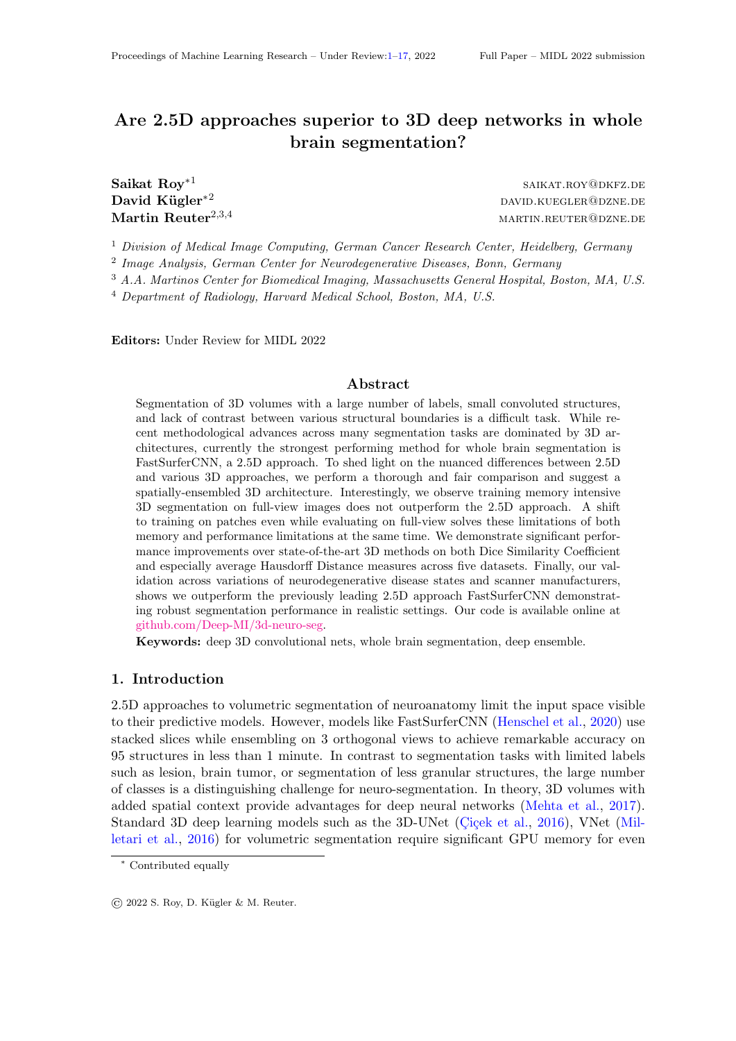# Are 2.5D approaches superior to 3D deep networks in whole brain segmentation?

**Saikat Roy**[*1] SAIKAT.ROY@DKFZ.DE
**David Kügler**[*2] DAVID.KUEGLER@DZNE.DE
**Martin Reuter**[2,3,4] MARTIN.REUTER@DZNE.DE

[1] *Division of Medical Image Computing, German Cancer Research Center, Heidelberg, Germany*
[2] *Image Analysis, German Center for Neurodegenerative Diseases, Bonn, Germany*
[3] *A.A. Martinos Center for Biomedical Imaging, Massachusetts General Hospital, Boston, MA, U.S.*
[4] *Department of Radiology, Harvard Medical School, Boston, MA, U.S.*

**Editors:** Under Review for MIDL 2022

## Abstract

Segmentation of 3D volumes with a large number of labels, small convoluted structures, and lack of contrast between various structural boundaries is a difficult task. While recent methodological advances across many segmentation tasks are dominated by 3D architectures, currently the strongest performing method for whole brain segmentation is FastSurferCNN, a 2.5D approach. To shed light on the nuanced differences between 2.5D and various 3D approaches, we perform a thorough and fair comparison and suggest a spatially-ensembled 3D architecture. Interestingly, we observe training memory intensive 3D segmentation on full-view images does not outperform the 2.5D approach. A shift to training on patches even while evaluating on full-view solves these limitations of both memory and performance limitations at the same time. We demonstrate significant performance improvements over state-of-the-art 3D methods on both Dice Similarity Coefficient and especially average Hausdorff Distance measures across five datasets. Finally, our validation across variations of neurodegenerative disease states and scanner manufacturers, shows we outperform the previously leading 2.5D approach FastSurferCNN demonstrating robust segmentation performance in realistic settings. Our code is available online at github.com/Deep-MI/3d-neuro-seg.

**Keywords:** deep 3D convolutional nets, whole brain segmentation, deep ensemble.

## 1. Introduction

2.5D approaches to volumetric segmentation of neuroanatomy limit the input space visible to their predictive models. However, models like FastSurferCNN (Henschel et al., 2020) use stacked slices while ensembling on 3 orthogonal views to achieve remarkable accuracy on 95 structures in less than 1 minute. In contrast to segmentation tasks with limited labels such as lesion, brain tumor, or segmentation of less granular structures, the large number of classes is a distinguishing challenge for neuro-segmentation. In theory, 3D volumes with added spatial context provide advantages for deep neural networks (Mehta et al., 2017). Standard 3D deep learning models such as the 3D-UNet (Çiçek et al., 2016), VNet (Milletari et al., 2016) for volumetric segmentation require significant GPU memory for even

[*] Contributed equally

© 2022 S. Roy, D. Kügler & M. Reuter.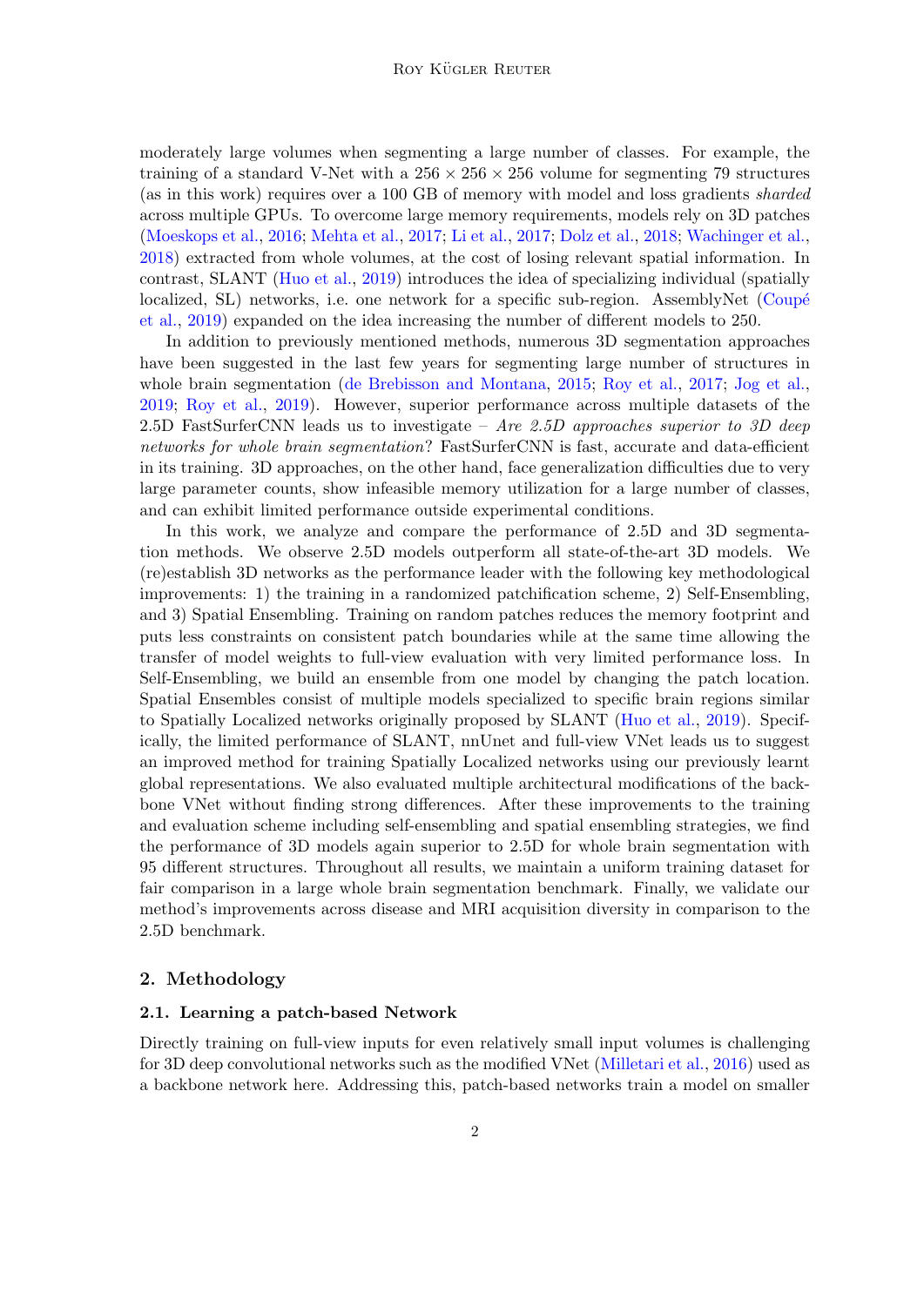moderately large volumes when segmenting a large number of classes. For example, the training of a standard V-Net with a $256 \times 256 \times 256$ volume for segmenting 79 structures (as in this work) requires over a 100 GB of memory with model and loss gradients *sharded* across multiple GPUs. To overcome large memory requirements, models rely on 3D patches (Moeskops et al., 2016; Mehta et al., 2017; Li et al., 2017; Dolz et al., 2018; Wachinger et al., 2018) extracted from whole volumes, at the cost of losing relevant spatial information. In contrast, SLANT (Huo et al., 2019) introduces the idea of specializing individual (spatially localized, SL) networks, i.e. one network for a specific sub-region. AssemblyNet (Coupé et al., 2019) expanded on the idea increasing the number of different models to 250.

In addition to previously mentioned methods, numerous 3D segmentation approaches have been suggested in the last few years for segmenting large number of structures in whole brain segmentation (de Brebisson and Montana, 2015; Roy et al., 2017; Jog et al., 2019; Roy et al., 2019). However, superior performance across multiple datasets of the 2.5D FastSurferCNN leads us to investigate – *Are 2.5D approaches superior to 3D deep networks for whole brain segmentation*? FastSurferCNN is fast, accurate and data-efficient in its training. 3D approaches, on the other hand, face generalization difficulties due to very large parameter counts, show infeasible memory utilization for a large number of classes, and can exhibit limited performance outside experimental conditions.

In this work, we analyze and compare the performance of 2.5D and 3D segmentation methods. We observe 2.5D models outperform all state-of-the-art 3D models. We (re)establish 3D networks as the performance leader with the following key methodological improvements: 1) the training in a randomized patchification scheme, 2) Self-Ensembling, and 3) Spatial Ensembling. Training on random patches reduces the memory footprint and puts less constraints on consistent patch boundaries while at the same time allowing the transfer of model weights to full-view evaluation with very limited performance loss. In Self-Ensembling, we build an ensemble from one model by changing the patch location. Spatial Ensembles consist of multiple models specialized to specific brain regions similar to Spatially Localized networks originally proposed by SLANT (Huo et al., 2019). Specifically, the limited performance of SLANT, nnUnet and full-view VNet leads us to suggest an improved method for training Spatially Localized networks using our previously learnt global representations. We also evaluated multiple architectural modifications of the backbone VNet without finding strong differences. After these improvements to the training and evaluation scheme including self-ensembling and spatial ensembling strategies, we find the performance of 3D models again superior to 2.5D for whole brain segmentation with 95 different structures. Throughout all results, we maintain a uniform training dataset for fair comparison in a large whole brain segmentation benchmark. Finally, we validate our method's improvements across disease and MRI acquisition diversity in comparison to the 2.5D benchmark.

## 2. Methodology

### 2.1. Learning a patch-based Network

Directly training on full-view inputs for even relatively small input volumes is challenging for 3D deep convolutional networks such as the modified VNet (Milletari et al., 2016) used as a backbone network here. Addressing this, patch-based networks train a model on smaller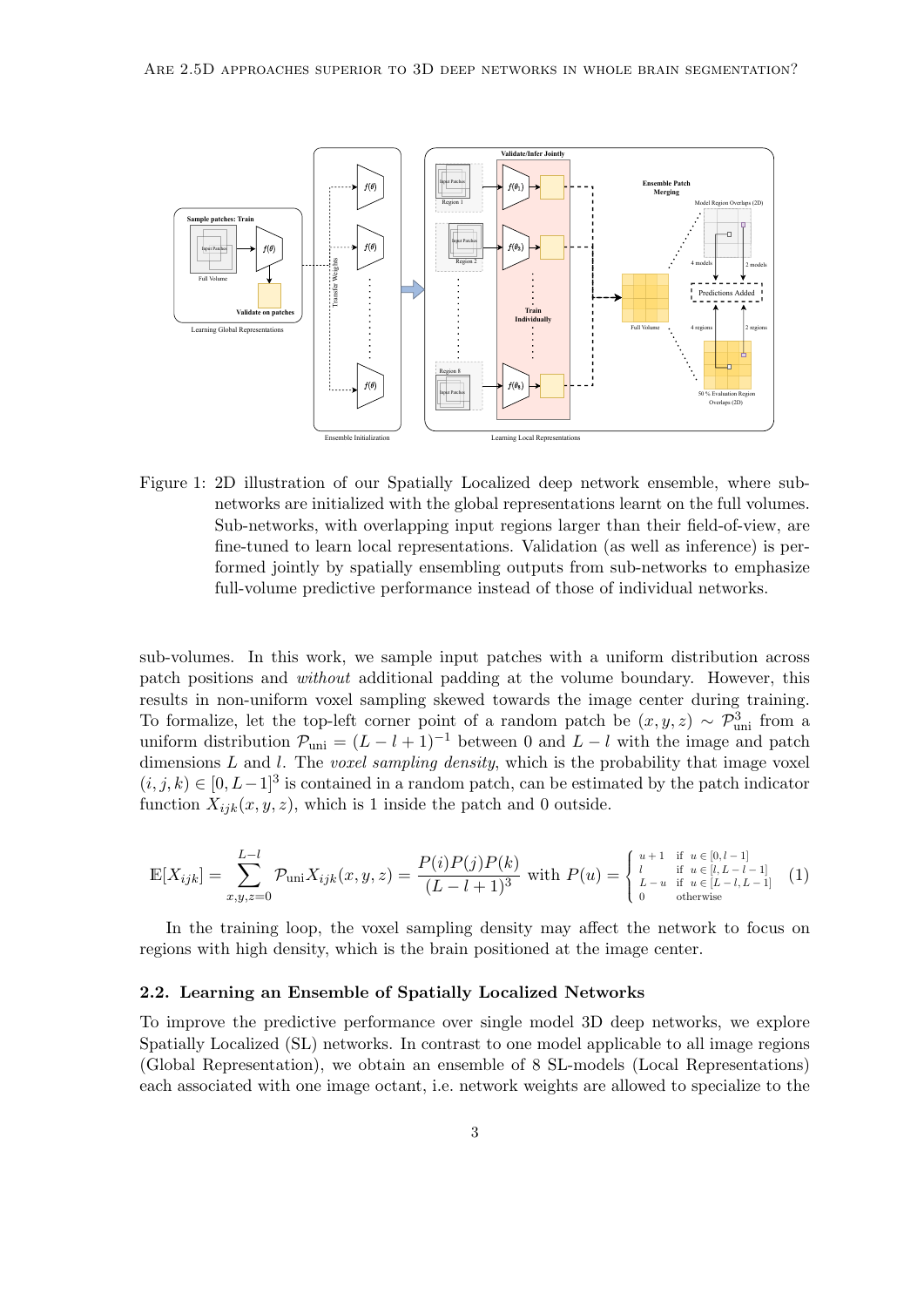Figure 1: 2D illustration of our Spatially Localized deep network ensemble, where sub-networks are initialized with the global representations learnt on the full volumes. Sub-networks, with overlapping input regions larger than their field-of-view, are fine-tuned to learn local representations. Validation (as well as inference) is performed jointly by spatially ensembling outputs from sub-networks to emphasize full-volume predictive performance instead of those of individual networks.

sub-volumes. In this work, we sample input patches with a uniform distribution across patch positions and *without* additional padding at the volume boundary. However, this results in non-uniform voxel sampling skewed towards the image center during training. To formalize, let the top-left corner point of a random patch be $(x, y, z) \sim \mathcal{P}_{\text{uni}}^3$ from a uniform distribution $\mathcal{P}_{\text{uni}} = (L - l + 1)^{-1}$ between 0 and $L - l$ with the image and patch dimensions $L$ and $l$. The *voxel sampling density*, which is the probability that image voxel $(i, j, k) \in [0, L-1]^3$ is contained in a random patch, can be estimated by the patch indicator function $X_{ijk}(x, y, z)$, which is 1 inside the patch and 0 outside.

$$\mathbb{E}[X_{ijk}] = \sum_{x,y,z=0}^{L-l} \mathcal{P}_{\text{uni}} X_{ijk}(x, y, z) = \frac{P(i)P(j)P(k)}{(L - l + 1)^3} \text{ with } P(u) = \begin{cases} u+1 & \text{if } u \in [0, l-1] \\ l & \text{if } u \in [l, L-l-1] \\ L-u & \text{if } u \in [L-l, L-1] \\ 0 & \text{otherwise} \end{cases} \quad (1)$$

In the training loop, the voxel sampling density may affect the network to focus on regions with high density, which is the brain positioned at the image center.

### 2.2. Learning an Ensemble of Spatially Localized Networks

To improve the predictive performance over single model 3D deep networks, we explore Spatially Localized (SL) networks. In contrast to one model applicable to all image regions (Global Representation), we obtain an ensemble of 8 SL-models (Local Representations) each associated with one image octant, i.e. network weights are allowed to specialize to the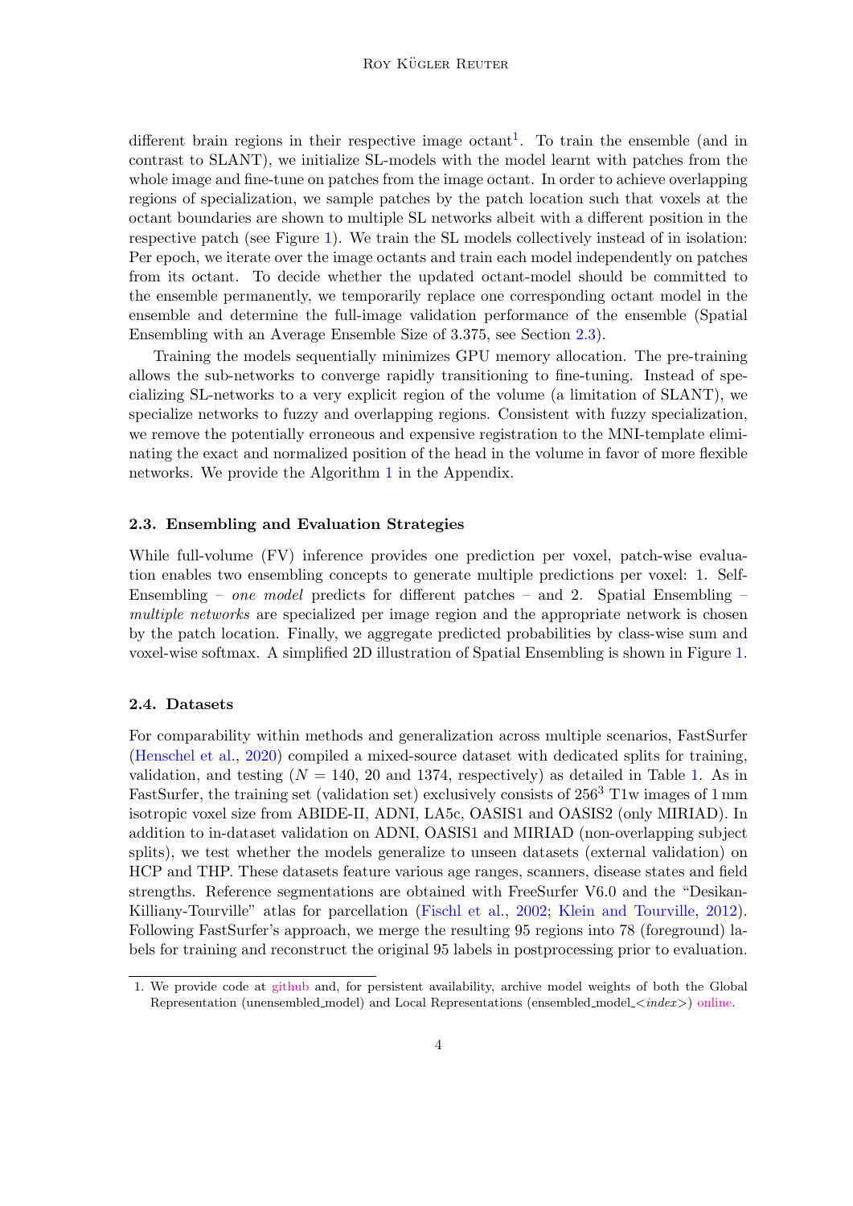different brain regions in their respective image octant[1]. To train the ensemble (and in contrast to SLANT), we initialize SL-models with the model learnt with patches from the whole image and fine-tune on patches from the image octant. In order to achieve overlapping regions of specialization, we sample patches by the patch location such that voxels at the octant boundaries are shown to multiple SL networks albeit with a different position in the respective patch (see Figure 1). We train the SL models collectively instead of in isolation: Per epoch, we iterate over the image octants and train each model independently on patches from its octant. To decide whether the updated octant-model should be committed to the ensemble permanently, we temporarily replace one corresponding octant model in the ensemble and determine the full-image validation performance of the ensemble (Spatial Ensembling with an Average Ensemble Size of 3.375, see Section 2.3).

Training the models sequentially minimizes GPU memory allocation. The pre-training allows the sub-networks to converge rapidly transitioning to fine-tuning. Instead of specializing SL-networks to a very explicit region of the volume (a limitation of SLANT), we specialize networks to fuzzy and overlapping regions. Consistent with fuzzy specialization, we remove the potentially erroneous and expensive registration to the MNI-template eliminating the exact and normalized position of the head in the volume in favor of more flexible networks. We provide the Algorithm 1 in the Appendix.

### 2.3. Ensembling and Evaluation Strategies

While full-volume (FV) inference provides one prediction per voxel, patch-wise evaluation enables two ensembling concepts to generate multiple predictions per voxel: 1. Self-Ensembling – *one model* predicts for different patches – and 2. Spatial Ensembling – *multiple networks* are specialized per image region and the appropriate network is chosen by the patch location. Finally, we aggregate predicted probabilities by class-wise sum and voxel-wise softmax. A simplified 2D illustration of Spatial Ensembling is shown in Figure 1.

### 2.4. Datasets

For comparability within methods and generalization across multiple scenarios, FastSurfer (Henschel et al., 2020) compiled a mixed-source dataset with dedicated splits for training, validation, and testing ($N = 140$, 20 and 1374, respectively) as detailed in Table 1. As in FastSurfer, the training set (validation set) exclusively consists of $256^3$ T1w images of 1 mm isotropic voxel size from ABIDE-II, ADNI, LA5c, OASIS1 and OASIS2 (only MIRIAD). In addition to in-dataset validation on ADNI, OASIS1 and MIRIAD (non-overlapping subject splits), we test whether the models generalize to unseen datasets (external validation) on HCP and THP. These datasets feature various age ranges, scanners, disease states and field strengths. Reference segmentations are obtained with FreeSurfer V6.0 and the “Desikan-Killiany-Tourville” atlas for parcellation (Fischl et al., 2002; Klein and Tourville, 2012). Following FastSurfer's approach, we merge the resulting 95 regions into 78 (foreground) labels for training and reconstruct the original 95 labels in postprocessing prior to evaluation.

---

1. We provide code at github and, for persistent availability, archive model weights of both the Global Representation (unensembled_model) and Local Representations (ensembled_model_<*index*>) online.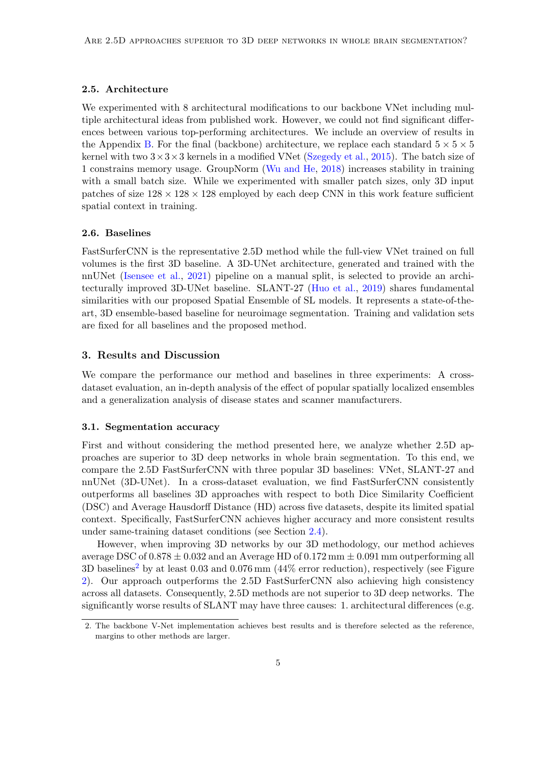### 2.5. Architecture

We experimented with 8 architectural modifications to our backbone VNet including multiple architectural ideas from published work. However, we could not find significant differences between various top-performing architectures. We include an overview of results in the Appendix B. For the final (backbone) architecture, we replace each standard $5 \times 5 \times 5$ kernel with two $3 \times 3 \times 3$ kernels in a modified VNet (Szegedy et al., 2015). The batch size of 1 constrains memory usage. GroupNorm (Wu and He, 2018) increases stability in training with a small batch size. While we experimented with smaller patch sizes, only 3D input patches of size $128 \times 128 \times 128$ employed by each deep CNN in this work feature sufficient spatial context in training.

### 2.6. Baselines

FastSurferCNN is the representative 2.5D method while the full-view VNet trained on full volumes is the first 3D baseline. A 3D-UNet architecture, generated and trained with the nnUNet (Isensee et al., 2021) pipeline on a manual split, is selected to provide an architecturally improved 3D-UNet baseline. SLANT-27 (Huo et al., 2019) shares fundamental similarities with our proposed Spatial Ensemble of SL models. It represents a state-of-the-art, 3D ensemble-based baseline for neuroimage segmentation. Training and validation sets are fixed for all baselines and the proposed method.

## 3. Results and Discussion

We compare the performance our method and baselines in three experiments: A cross-dataset evaluation, an in-depth analysis of the effect of popular spatially localized ensembles and a generalization analysis of disease states and scanner manufacturers.

### 3.1. Segmentation accuracy

First and without considering the method presented here, we analyze whether 2.5D approaches are superior to 3D deep networks in whole brain segmentation. To this end, we compare the 2.5D FastSurferCNN with three popular 3D baselines: VNet, SLANT-27 and nnUNet (3D-UNet). In a cross-dataset evaluation, we find FastSurferCNN consistently outperforms all baselines 3D approaches with respect to both Dice Similarity Coefficient (DSC) and Average Hausdorff Distance (HD) across five datasets, despite its limited spatial context. Specifically, FastSurferCNN achieves higher accuracy and more consistent results under same-training dataset conditions (see Section 2.4).

However, when improving 3D networks by our 3D methodology, our method achieves average DSC of $0.878 \pm 0.032$ and an Average HD of $0.172\,\text{mm} \pm 0.091\,\text{mm}$ outperforming all 3D baselines[2] by at least 0.03 and 0.076 mm (44% error reduction), respectively (see Figure 2). Our approach outperforms the 2.5D FastSurferCNN also achieving high consistency across all datasets. Consequently, 2.5D methods are not superior to 3D deep networks. The significantly worse results of SLANT may have three causes: 1. architectural differences (e.g.

2. The backbone V-Net implementation achieves best results and is therefore selected as the reference, margins to other methods are larger.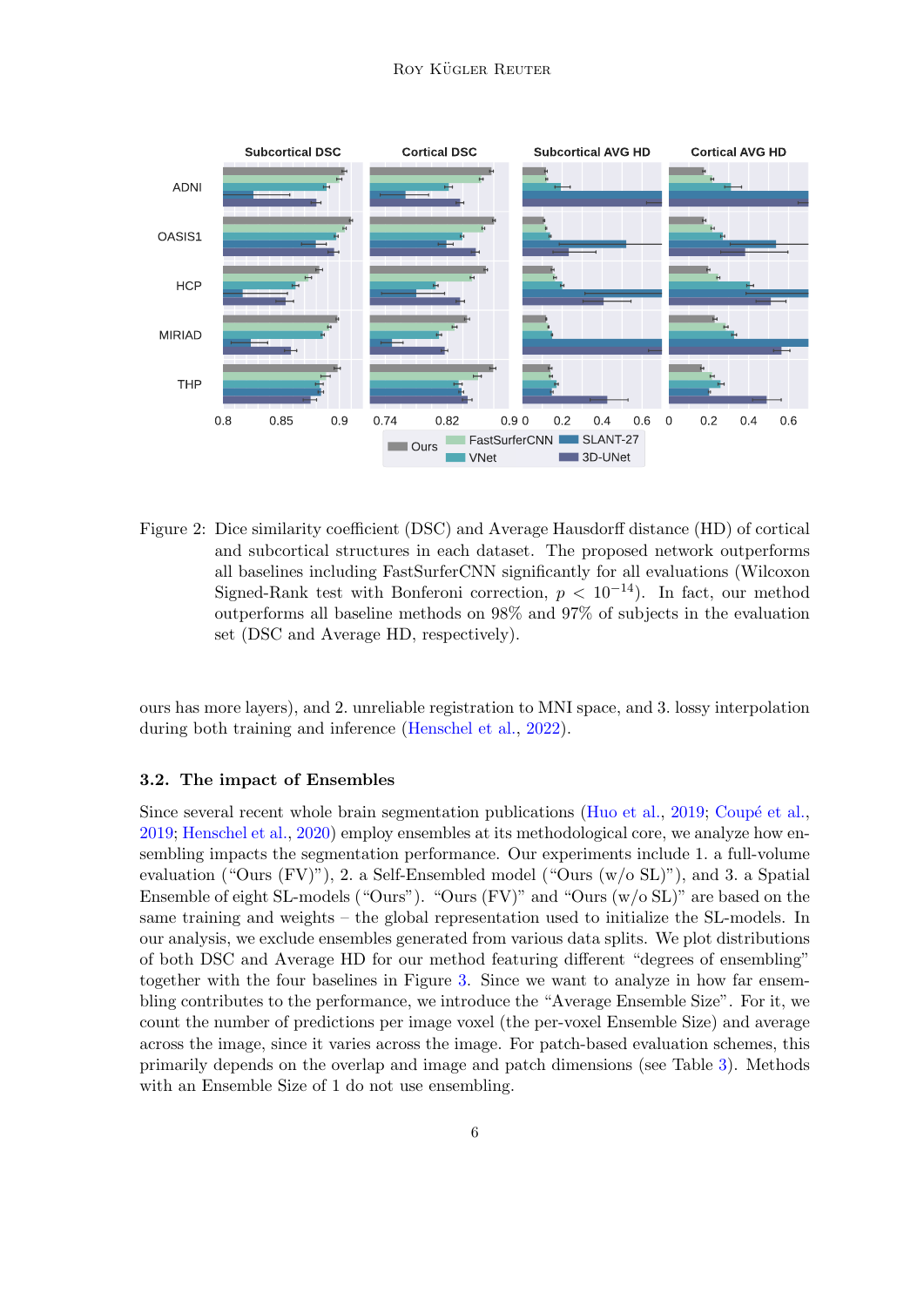Figure 2: Dice similarity coefficient (DSC) and Average Hausdorff distance (HD) of cortical and subcortical structures in each dataset. The proposed network outperforms all baselines including FastSurferCNN significantly for all evaluations (Wilcoxon Signed-Rank test with Bonferoni correction, $p < 10^{-14}$). In fact, our method outperforms all baseline methods on 98% and 97% of subjects in the evaluation set (DSC and Average HD, respectively).

ours has more layers), and 2. unreliable registration to MNI space, and 3. lossy interpolation during both training and inference (Henschel et al., 2022).

### 3.2. The impact of Ensembles

Since several recent whole brain segmentation publications (Huo et al., 2019; Coupé et al., 2019; Henschel et al., 2020) employ ensembles at its methodological core, we analyze how ensembling impacts the segmentation performance. Our experiments include 1. a full-volume evaluation ("Ours (FV)"), 2. a Self-Ensembled model ("Ours (w/o SL)"), and 3. a Spatial Ensemble of eight SL-models ("Ours"). "Ours (FV)" and "Ours (w/o SL)" are based on the same training and weights – the global representation used to initialize the SL-models. In our analysis, we exclude ensembles generated from various data splits. We plot distributions of both DSC and Average HD for our method featuring different "degrees of ensembling" together with the four baselines in Figure 3. Since we want to analyze how far ensembling contributes to the performance, we introduce the "Average Ensemble Size". For it, we count the number of predictions per image voxel (the per-voxel Ensemble Size) and average across the image, since it varies across the image. For patch-based evaluation schemes, this primarily depends on the overlap and image and patch dimensions (see Table 3). Methods with an Ensemble Size of 1 do not use ensembling.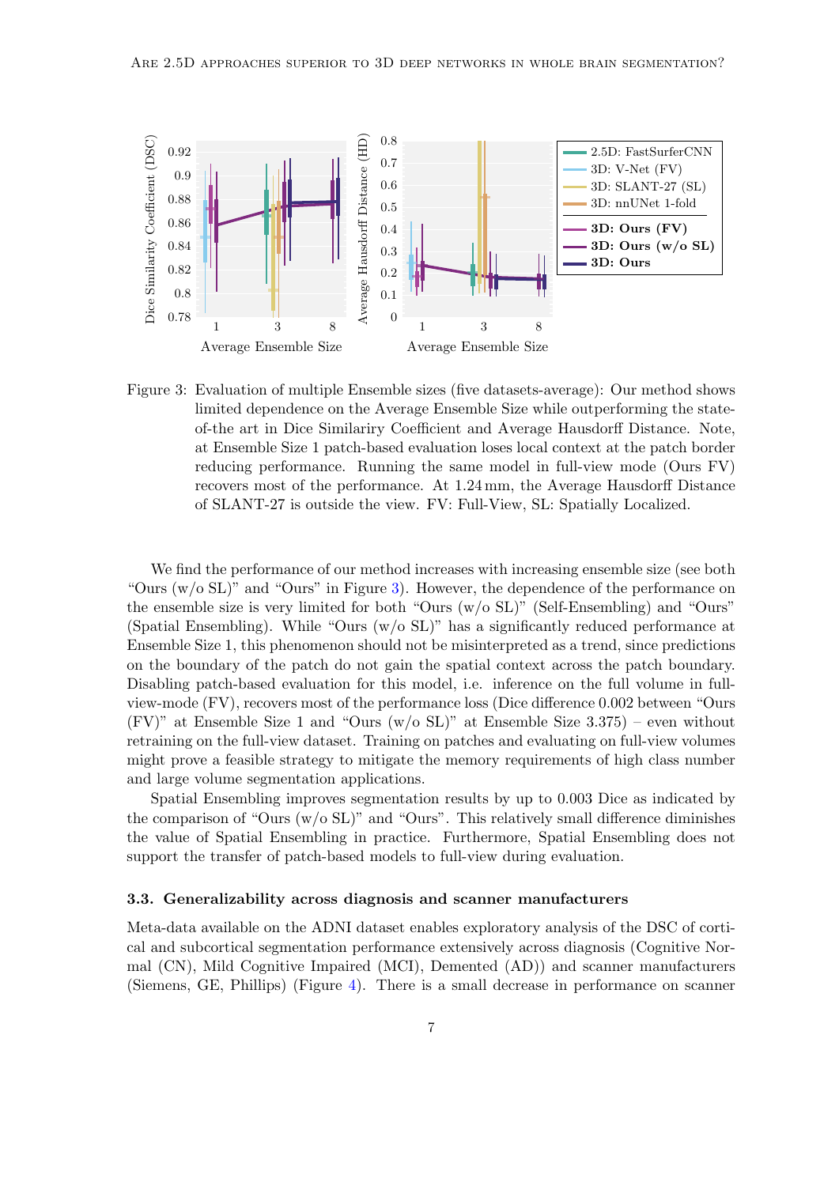Figure 3: Evaluation of multiple Ensemble sizes (five datasets-average): Our method shows limited dependence on the Average Ensemble Size while outperforming the state-of-the art in Dice Similariry Coefficient and Average Hausdorff Distance. Note, at Ensemble Size 1 patch-based evaluation loses local context at the patch border reducing performance. Running the same model in full-view mode (Ours FV) recovers most of the performance. At 1.24 mm, the Average Hausdorff Distance of SLANT-27 is outside the view. FV: Full-View, SL: Spatially Localized.

We find the performance of our method increases with increasing ensemble size (see both "Ours (w/o SL)" and "Ours" in Figure 3). However, the dependence of the performance on the ensemble size is very limited for both "Ours (w/o SL)" (Self-Ensembling) and "Ours" (Spatial Ensembling). While "Ours (w/o SL)" has a significantly reduced performance at Ensemble Size 1, this phenomenon should not be misinterpreted as a trend, since predictions on the boundary of the patch do not gain the spatial context across the patch boundary. Disabling patch-based evaluation for this model, i.e. inference on the full volume in full-view-mode (FV), recovers most of the performance loss (Dice difference 0.002 between "Ours (FV)" at Ensemble Size 1 and "Ours (w/o SL)" at Ensemble Size 3.375) – even without retraining on the full-view dataset. Training on patches and evaluating on full-view volumes might prove a feasible strategy to mitigate the memory requirements of high class number and large volume segmentation applications.

Spatial Ensembling improves segmentation results by up to 0.003 Dice as indicated by the comparison of "Ours (w/o SL)" and "Ours". This relatively small difference diminishes the value of Spatial Ensembling in practice. Furthermore, Spatial Ensembling does not support the transfer of patch-based models to full-view during evaluation.

### 3.3. Generalizability across diagnosis and scanner manufacturers

Meta-data available on the ADNI dataset enables exploratory analysis of the DSC of cortical and subcortical segmentation performance extensively across diagnosis (Cognitive Normal (CN), Mild Cognitive Impaired (MCI), Demented (AD)) and scanner manufacturers (Siemens, GE, Phillips) (Figure 4). There is a small decrease in performance on scanner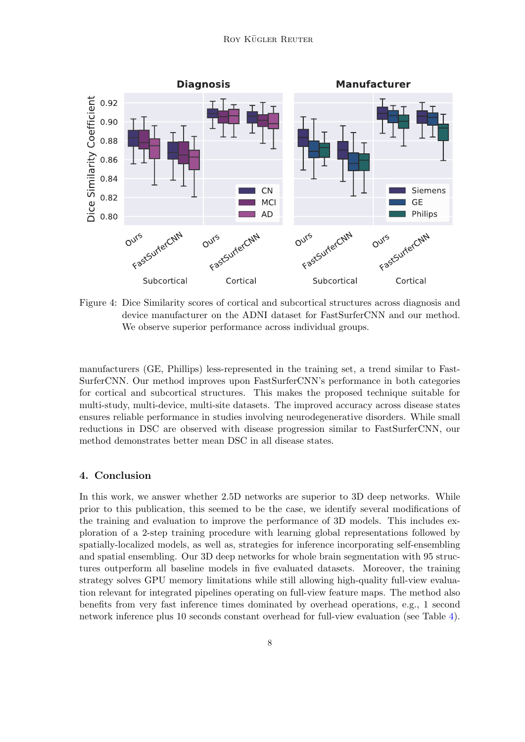Figure 4: Dice Similarity scores of cortical and subcortical structures across diagnosis and device manufacturer on the ADNI dataset for FastSurferCNN and our method. We observe superior performance across individual groups.

manufacturers (GE, Phillips) less-represented in the training set, a trend similar to FastSurferCNN. Our method improves upon FastSurferCNN's performance in both categories for cortical and subcortical structures. This makes the proposed technique suitable for multi-study, multi-device, multi-site datasets. The improved accuracy across disease states ensures reliable performance in studies involving neurodegenerative disorders. While small reductions in DSC are observed with disease progression similar to FastSurferCNN, our method demonstrates better mean DSC in all disease states.

## 4. Conclusion

In this work, we answer whether 2.5D networks are superior to 3D deep networks. While prior to this publication, this seemed to be the case, we identify several modifications of the training and evaluation to improve the performance of 3D models. This includes exploration of a 2-step training procedure with learning global representations followed by spatially-localized models, as well as, strategies for inference incorporating self-ensembling and spatial ensembling. Our 3D deep networks for whole brain segmentation with 95 structures outperform all baseline models in five evaluated datasets. Moreover, the training strategy solves GPU memory limitations while still allowing high-quality full-view evaluation relevant for integrated pipelines operating on full-view feature maps. The method also benefits from very fast inference times dominated by overhead operations, e.g., 1 second network inference plus 10 seconds constant overhead for full-view evaluation (see Table 4).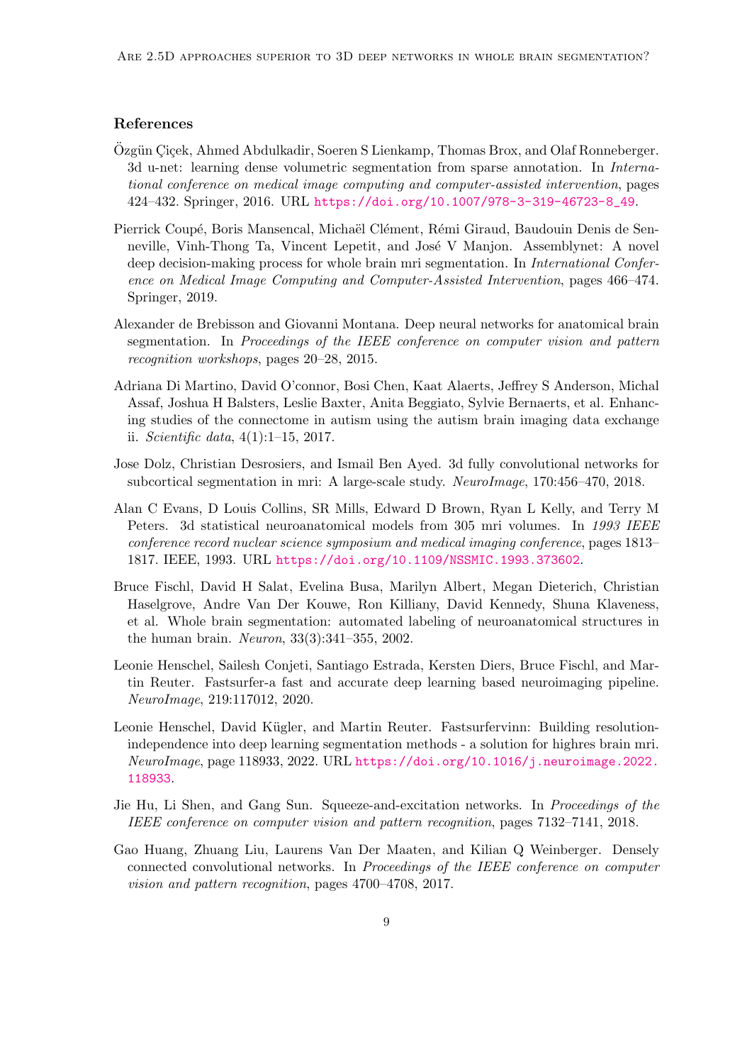## References

Özgün Çiçek, Ahmed Abdulkadir, Soeren S Lienkamp, Thomas Brox, and Olaf Ronneberger. 3d u-net: learning dense volumetric segmentation from sparse annotation. In *International conference on medical image computing and computer-assisted intervention*, pages 424–432. Springer, 2016. URL https://doi.org/10.1007/978-3-319-46723-8_49.

Pierrick Coupé, Boris Mansencal, Michaël Clément, Rémi Giraud, Baudouin Denis de Senneville, Vinh-Thong Ta, Vincent Lepetit, and José V Manjon. Assemblynet: A novel deep decision-making process for whole brain mri segmentation. In *International Conference on Medical Image Computing and Computer-Assisted Intervention*, pages 466–474. Springer, 2019.

Alexander de Brebisson and Giovanni Montana. Deep neural networks for anatomical brain segmentation. In *Proceedings of the IEEE conference on computer vision and pattern recognition workshops*, pages 20–28, 2015.

Adriana Di Martino, David O'connor, Bosi Chen, Kaat Alaerts, Jeffrey S Anderson, Michal Assaf, Joshua H Balsters, Leslie Baxter, Anita Beggiato, Sylvie Bernaerts, et al. Enhancing studies of the connectome in autism using the autism brain imaging data exchange ii. *Scientific data*, 4(1):1–15, 2017.

Jose Dolz, Christian Desrosiers, and Ismail Ben Ayed. 3d fully convolutional networks for subcortical segmentation in mri: A large-scale study. *NeuroImage*, 170:456–470, 2018.

Alan C Evans, D Louis Collins, SR Mills, Edward D Brown, Ryan L Kelly, and Terry M Peters. 3d statistical neuroanatomical models from 305 mri volumes. In *1993 IEEE conference record nuclear science symposium and medical imaging conference*, pages 1813–1817. IEEE, 1993. URL https://doi.org/10.1109/NSSMIC.1993.373602.

Bruce Fischl, David H Salat, Evelina Busa, Marilyn Albert, Megan Dieterich, Christian Haselgrove, Andre Van Der Kouwe, Ron Killiany, David Kennedy, Shuna Klaveness, et al. Whole brain segmentation: automated labeling of neuroanatomical structures in the human brain. *Neuron*, 33(3):341–355, 2002.

Leonie Henschel, Sailesh Conjeti, Santiago Estrada, Kersten Diers, Bruce Fischl, and Martin Reuter. Fastsurfer-a fast and accurate deep learning based neuroimaging pipeline. *NeuroImage*, 219:117012, 2020.

Leonie Henschel, David Kügler, and Martin Reuter. Fastsurfervinn: Building resolution-independence into deep learning segmentation methods - a solution for highres brain mri. *NeuroImage*, page 118933, 2022. URL https://doi.org/10.1016/j.neuroimage.2022.118933.

Jie Hu, Li Shen, and Gang Sun. Squeeze-and-excitation networks. In *Proceedings of the IEEE conference on computer vision and pattern recognition*, pages 7132–7141, 2018.

Gao Huang, Zhuang Liu, Laurens Van Der Maaten, and Kilian Q Weinberger. Densely connected convolutional networks. In *Proceedings of the IEEE conference on computer vision and pattern recognition*, pages 4700–4708, 2017.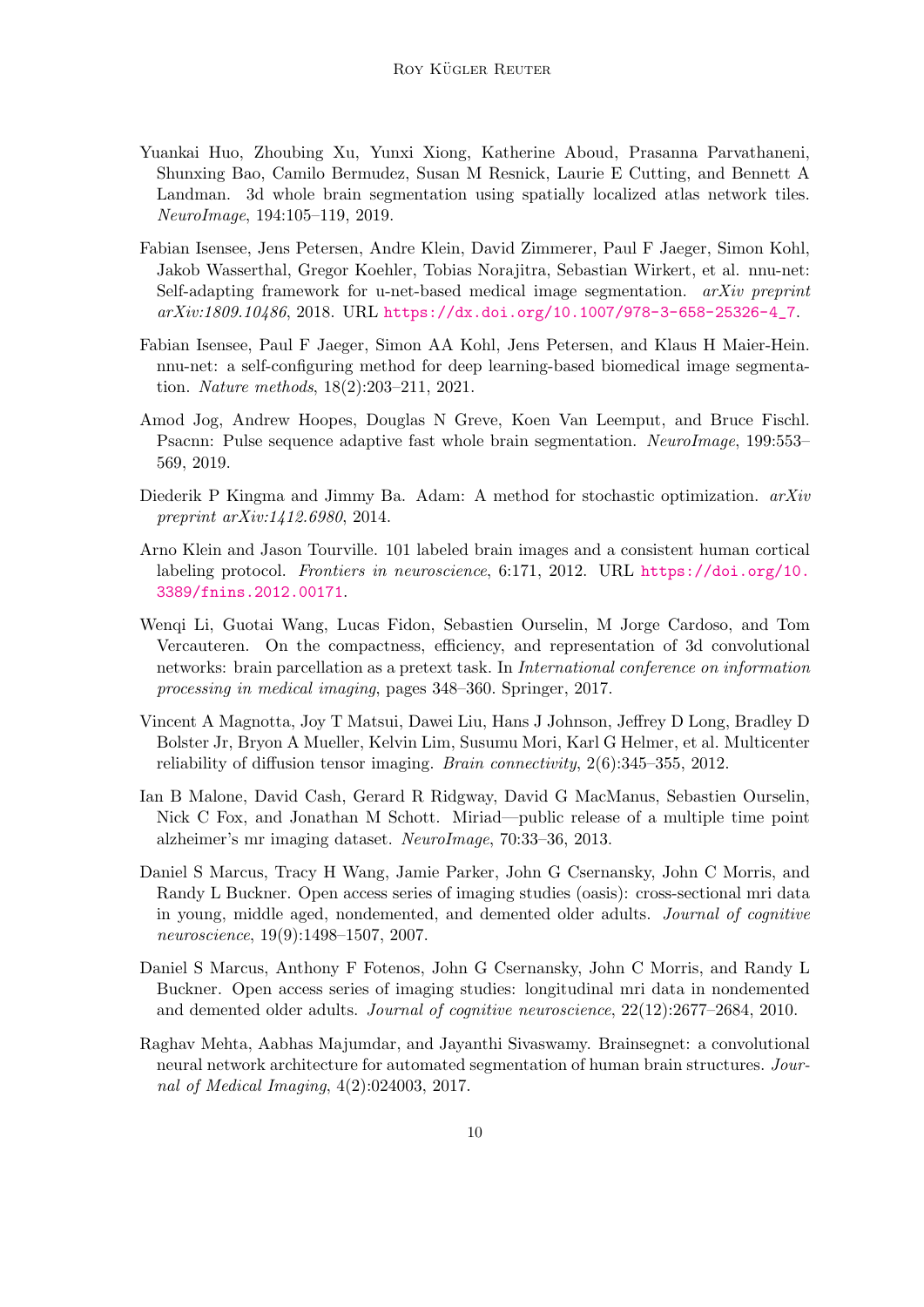Yuankai Huo, Zhoubing Xu, Yunxi Xiong, Katherine Aboud, Prasanna Parvathaneni, Shunxing Bao, Camilo Bermudez, Susan M Resnick, Laurie E Cutting, and Bennett A Landman. 3d whole brain segmentation using spatially localized atlas network tiles. *NeuroImage*, 194:105–119, 2019.

Fabian Isensee, Jens Petersen, Andre Klein, David Zimmerer, Paul F Jaeger, Simon Kohl, Jakob Wasserthal, Gregor Koehler, Tobias Norajitra, Sebastian Wirkert, et al. nnu-net: Self-adapting framework for u-net-based medical image segmentation. *arXiv preprint arXiv:1809.10486*, 2018. URL https://dx.doi.org/10.1007/978-3-658-25326-4_7.

Fabian Isensee, Paul F Jaeger, Simon AA Kohl, Jens Petersen, and Klaus H Maier-Hein. nnu-net: a self-configuring method for deep learning-based biomedical image segmentation. *Nature methods*, 18(2):203–211, 2021.

Amod Jog, Andrew Hoopes, Douglas N Greve, Koen Van Leemput, and Bruce Fischl. Psacnn: Pulse sequence adaptive fast whole brain segmentation. *NeuroImage*, 199:553–569, 2019.

Diederik P Kingma and Jimmy Ba. Adam: A method for stochastic optimization. *arXiv preprint arXiv:1412.6980*, 2014.

Arno Klein and Jason Tourville. 101 labeled brain images and a consistent human cortical labeling protocol. *Frontiers in neuroscience*, 6:171, 2012. URL https://doi.org/10.3389/fnins.2012.00171.

Wenqi Li, Guotai Wang, Lucas Fidon, Sebastien Ourselin, M Jorge Cardoso, and Tom Vercauteren. On the compactness, efficiency, and representation of 3d convolutional networks: brain parcellation as a pretext task. In *International conference on information processing in medical imaging*, pages 348–360. Springer, 2017.

Vincent A Magnotta, Joy T Matsui, Dawei Liu, Hans J Johnson, Jeffrey D Long, Bradley D Bolster Jr, Bryon A Mueller, Kelvin Lim, Susumu Mori, Karl G Helmer, et al. Multicenter reliability of diffusion tensor imaging. *Brain connectivity*, 2(6):345–355, 2012.

Ian B Malone, David Cash, Gerard R Ridgway, David G MacManus, Sebastien Ourselin, Nick C Fox, and Jonathan M Schott. Miriad—public release of a multiple time point alzheimer's mr imaging dataset. *NeuroImage*, 70:33–36, 2013.

Daniel S Marcus, Tracy H Wang, Jamie Parker, John G Csernansky, John C Morris, and Randy L Buckner. Open access series of imaging studies (oasis): cross-sectional mri data in young, middle aged, nondemented, and demented older adults. *Journal of cognitive neuroscience*, 19(9):1498–1507, 2007.

Daniel S Marcus, Anthony F Fotenos, John G Csernansky, John C Morris, and Randy L Buckner. Open access series of imaging studies: longitudinal mri data in nondemented and demented older adults. *Journal of cognitive neuroscience*, 22(12):2677–2684, 2010.

Raghav Mehta, Aabhas Majumdar, and Jayanthi Sivaswamy. Brainsegnet: a convolutional neural network architecture for automated segmentation of human brain structures. *Journal of Medical Imaging*, 4(2):024003, 2017.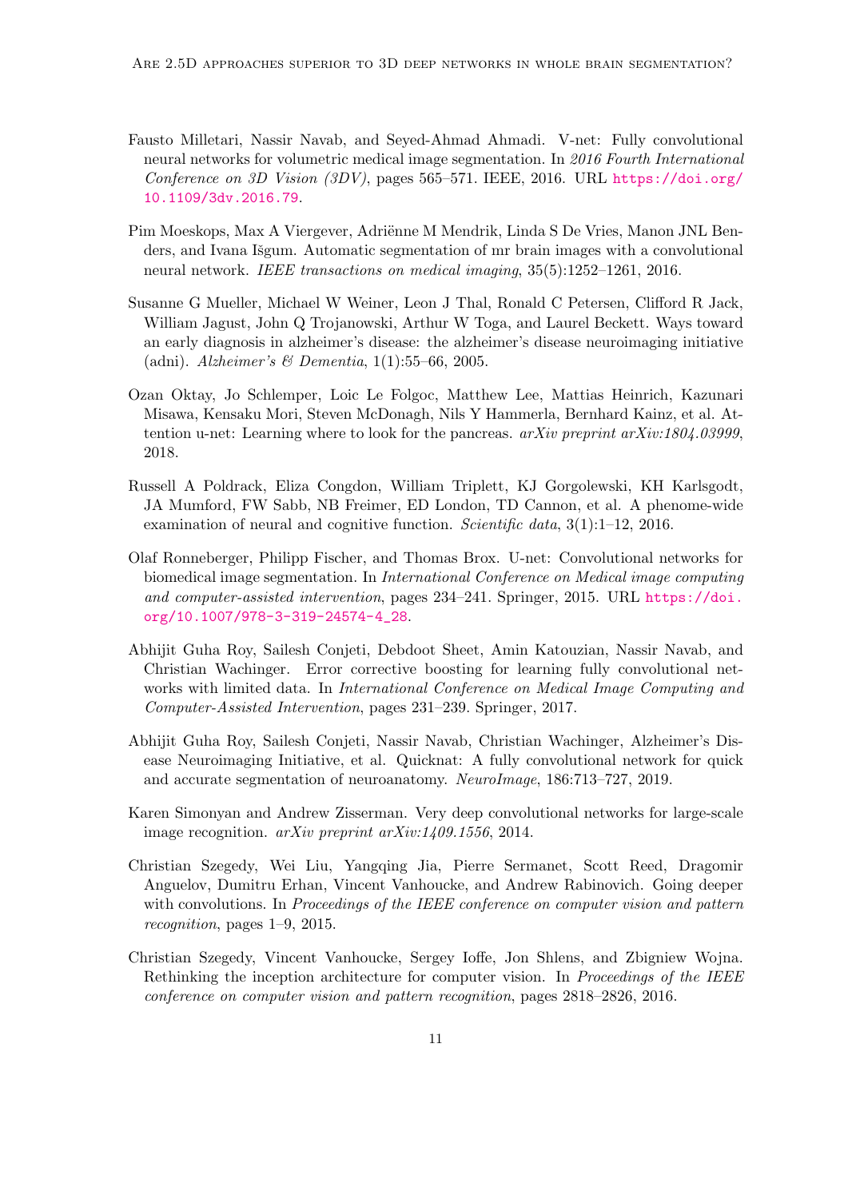Fausto Milletari, Nassir Navab, and Seyed-Ahmad Ahmadi. V-net: Fully convolutional neural networks for volumetric medical image segmentation. In *2016 Fourth International Conference on 3D Vision (3DV)*, pages 565–571. IEEE, 2016. URL https://doi.org/10.1109/3dv.2016.79.

Pim Moeskops, Max A Viergever, Adriënne M Mendrik, Linda S De Vries, Manon JNL Benders, and Ivana Išgum. Automatic segmentation of mr brain images with a convolutional neural network. *IEEE transactions on medical imaging*, 35(5):1252–1261, 2016.

Susanne G Mueller, Michael W Weiner, Leon J Thal, Ronald C Petersen, Clifford R Jack, William Jagust, John Q Trojanowski, Arthur W Toga, and Laurel Beckett. Ways toward an early diagnosis in alzheimer's disease: the alzheimer's disease neuroimaging initiative (adni). *Alzheimer's & Dementia*, 1(1):55–66, 2005.

Ozan Oktay, Jo Schlemper, Loic Le Folgoc, Matthew Lee, Mattias Heinrich, Kazunari Misawa, Kensaku Mori, Steven McDonagh, Nils Y Hammerla, Bernhard Kainz, et al. Attention u-net: Learning where to look for the pancreas. *arXiv preprint arXiv:1804.03999*, 2018.

Russell A Poldrack, Eliza Congdon, William Triplett, KJ Gorgolewski, KH Karlsgodt, JA Mumford, FW Sabb, NB Freimer, ED London, TD Cannon, et al. A phenome-wide examination of neural and cognitive function. *Scientific data*, 3(1):1–12, 2016.

Olaf Ronneberger, Philipp Fischer, and Thomas Brox. U-net: Convolutional networks for biomedical image segmentation. In *International Conference on Medical image computing and computer-assisted intervention*, pages 234–241. Springer, 2015. URL https://doi.org/10.1007/978-3-319-24574-4_28.

Abhijit Guha Roy, Sailesh Conjeti, Debdoot Sheet, Amin Katouzian, Nassir Navab, and Christian Wachinger. Error corrective boosting for learning fully convolutional networks with limited data. In *International Conference on Medical Image Computing and Computer-Assisted Intervention*, pages 231–239. Springer, 2017.

Abhijit Guha Roy, Sailesh Conjeti, Nassir Navab, Christian Wachinger, Alzheimer's Disease Neuroimaging Initiative, et al. Quicknat: A fully convolutional network for quick and accurate segmentation of neuroanatomy. *NeuroImage*, 186:713–727, 2019.

Karen Simonyan and Andrew Zisserman. Very deep convolutional networks for large-scale image recognition. *arXiv preprint arXiv:1409.1556*, 2014.

Christian Szegedy, Wei Liu, Yangqing Jia, Pierre Sermanet, Scott Reed, Dragomir Anguelov, Dumitru Erhan, Vincent Vanhoucke, and Andrew Rabinovich. Going deeper with convolutions. In *Proceedings of the IEEE conference on computer vision and pattern recognition*, pages 1–9, 2015.

Christian Szegedy, Vincent Vanhoucke, Sergey Ioffe, Jon Shlens, and Zbigniew Wojna. Rethinking the inception architecture for computer vision. In *Proceedings of the IEEE conference on computer vision and pattern recognition*, pages 2818–2826, 2016.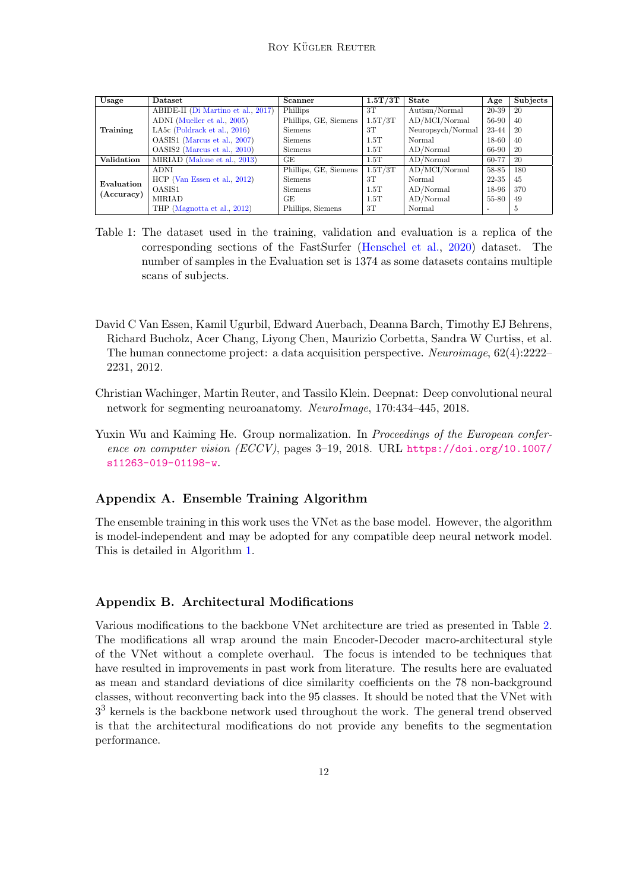| Usage | Dataset | Scanner | 1.5T/3T | State | Age | Subjects |
|---|---|---|---|---|---|---|
| **Training** | ABIDE-II (Di Martino et al., 2017) | Phillips | 3T | Autism/Normal | 20-39 | 20 |
| | ADNI (Mueller et al., 2005) | Phillips, GE, Siemens | 1.5T/3T | AD/MCI/Normal | 56-90 | 40 |
| | LA5c (Poldrack et al., 2016) | Siemens | 3T | Neuropsych/Normal | 23-44 | 20 |
| | OASIS1 (Marcus et al., 2007) | Siemens | 1.5T | Normal | 18-60 | 40 |
| | OASIS2 (Marcus et al., 2010) | Siemens | 1.5T | AD/Normal | 66-90 | 20 |
| **Validation** | MIRIAD (Malone et al., 2013) | GE | 1.5T | AD/Normal | 60-77 | 20 |
| **Evaluation (Accuracy)** | ADNI | Phillips, GE, Siemens | 1.5T/3T | AD/MCI/Normal | 58-85 | 180 |
| | HCP (Van Essen et al., 2012) | Siemens | 3T | Normal | 22-35 | 45 |
| | OASIS1 | Siemens | 1.5T | AD/Normal | 18-96 | 370 |
| | MIRIAD | GE | 1.5T | AD/Normal | 55-80 | 49 |
| | THP (Magnotta et al., 2012) | Phillips, Siemens | 3T | Normal | - | 5 |

Table 1: The dataset used in the training, validation and evaluation is a replica of the corresponding sections of the FastSurfer (Henschel et al., 2020) dataset. The number of samples in the Evaluation set is 1374 as some datasets contains multiple scans of subjects.

David C Van Essen, Kamil Ugurbil, Edward Auerbach, Deanna Barch, Timothy EJ Behrens, Richard Bucholz, Acer Chang, Liyong Chen, Maurizio Corbetta, Sandra W Curtiss, et al. The human connectome project: a data acquisition perspective. *Neuroimage*, 62(4):2222–2231, 2012.

Christian Wachinger, Martin Reuter, and Tassilo Klein. Deepnat: Deep convolutional neural network for segmenting neuroanatomy. *NeuroImage*, 170:434–445, 2018.

Yuxin Wu and Kaiming He. Group normalization. In *Proceedings of the European conference on computer vision (ECCV)*, pages 3–19, 2018. URL https://doi.org/10.1007/s11263-019-01198-w.

## Appendix A. Ensemble Training Algorithm

The ensemble training in this work uses the VNet as the base model. However, the algorithm is model-independent and may be adopted for any compatible deep neural network model. This is detailed in Algorithm 1.

## Appendix B. Architectural Modifications

Various modifications to the backbone VNet architecture are tried as presented in Table 2. The modifications all wrap around the main Encoder-Decoder macro-architectural style of the VNet without a complete overhaul. The focus is intended to be techniques that have resulted in improvements in past work from literature. The results here are evaluated as mean and standard deviations of dice similarity coefficients on the 78 non-background classes, without reconverting back into the 95 classes. It should be noted that the VNet with $3^3$ kernels is the backbone network used throughout the work. The general trend observed is that the architectural modifications do not provide any benefits to the segmentation performance.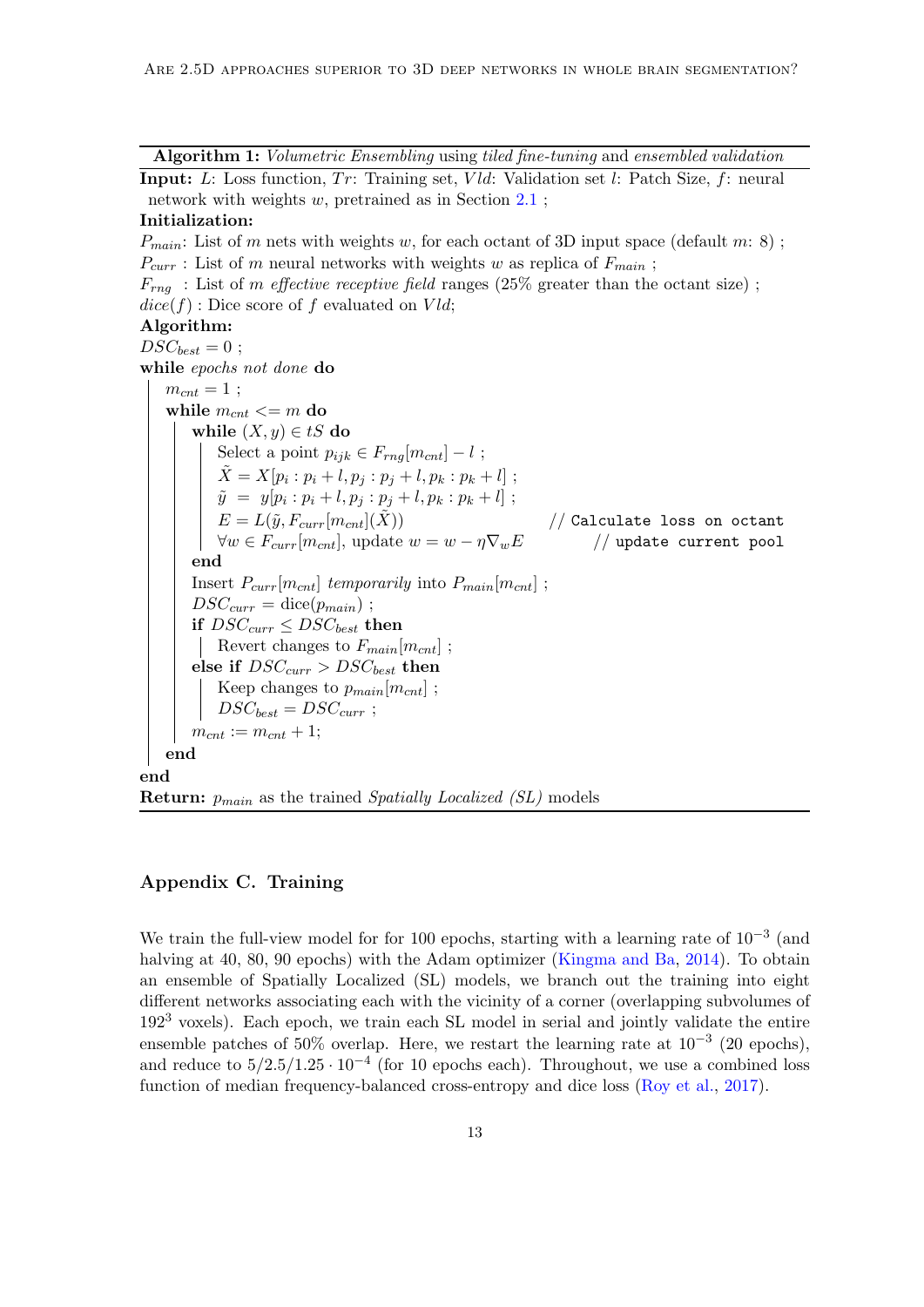**Algorithm 1:** *Volumetric Ensembling* using *tiled fine-tuning* and *ensembled validation*

**Input:** $L$: Loss function, $Tr$: Training set, $Vld$: Validation set $l$: Patch Size, $f$: neural network with weights $w$, pretrained as in Section 2.1 ;

**Initialization:**

$P_{main}$: List of $m$ nets with weights $w$, for each octant of 3D input space (default $m$: 8) ;
$P_{curr}$ : List of $m$ neural networks with weights $w$ as replica of $F_{main}$ ;
$F_{rng}$ : List of $m$ *effective receptive field* ranges (25% greater than the octant size) ;
$dice(f)$ : Dice score of $f$ evaluated on $Vld$;

**Algorithm:**

```
DSC_best = 0 ;
while epochs not done do
    m_cnt = 1 ;
    while m_cnt <= m do
        while (X, y) ∈ tS do
            Select a point p_ijk ∈ F_rng[m_cnt] − l ;
            X̃ = X[p_i : p_i + l, p_j : p_j + l, p_k : p_k + l] ;
            ỹ = y[p_i : p_i + l, p_j : p_j + l, p_k : p_k + l] ;
            E = L(ỹ, F_curr[m_cnt](X̃))                  // Calculate loss on octant
            ∀w ∈ F_curr[m_cnt], update w = w − η∇_w E     // update current pool
        end
        Insert P_curr[m_cnt] temporarily into P_main[m_cnt] ;
        DSC_curr = dice(p_main) ;
        if DSC_curr ≤ DSC_best then
            Revert changes to F_main[m_cnt] ;
        else if DSC_curr > DSC_best then
            Keep changes to p_main[m_cnt] ;
            DSC_best = DSC_curr ;
        m_cnt := m_cnt + 1;
    end
end
```

**Return:** $p_{main}$ as the trained *Spatially Localized (SL)* models

## Appendix C. Training

We train the full-view model for for 100 epochs, starting with a learning rate of $10^{-3}$ (and halving at 40, 80, 90 epochs) with the Adam optimizer (Kingma and Ba, 2014). To obtain an ensemble of Spatially Localized (SL) models, we branch out the training into eight different networks associating each with the vicinity of a corner (overlapping subvolumes of $192^3$ voxels). Each epoch, we train each SL model in serial and jointly validate the entire ensemble patches of 50% overlap. Here, we restart the learning rate at $10^{-3}$ (20 epochs), and reduce to $5/2.5/1.25 \cdot 10^{-4}$ (for 10 epochs each). Throughout, we use a combined loss function of median frequency-balanced cross-entropy and dice loss (Roy et al., 2017).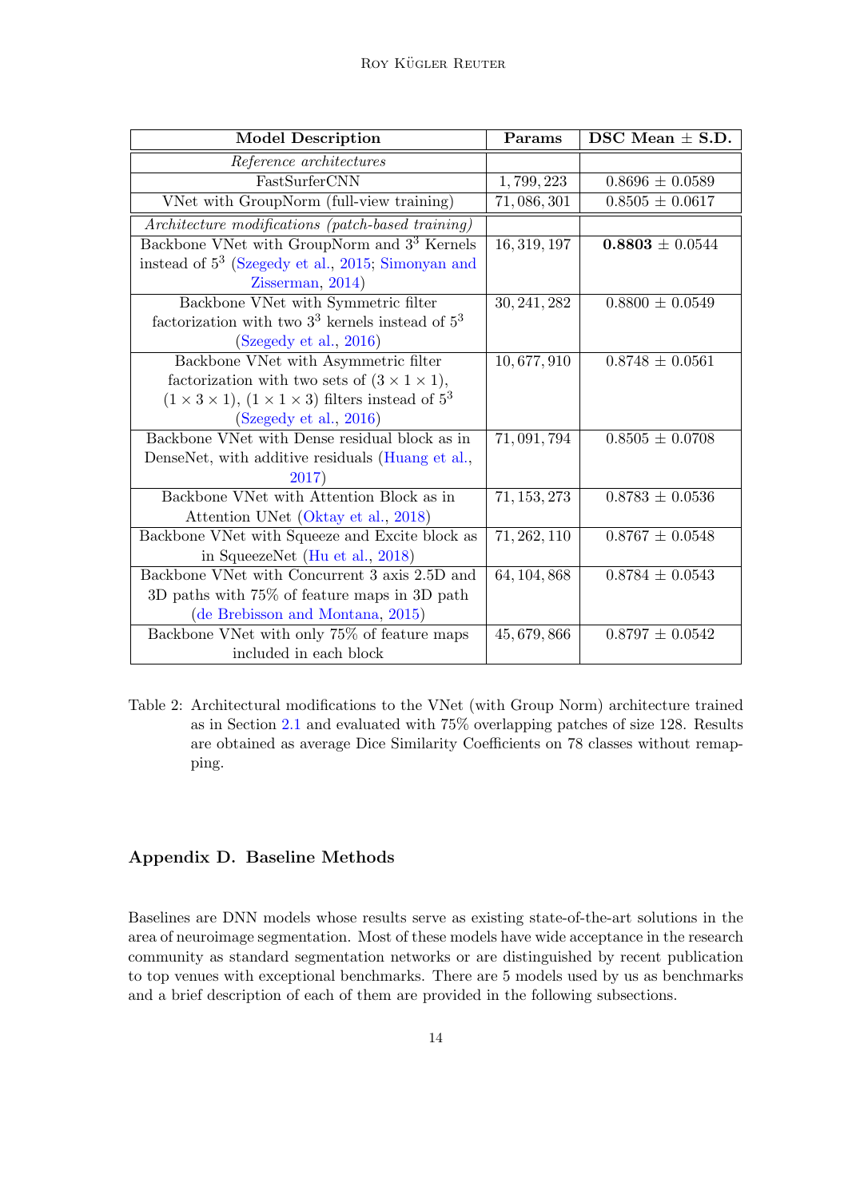| Model Description | Params | DSC Mean ± S.D. |
| --- | --- | --- |
| *Reference architectures* | | |
| FastSurferCNN | 1,799,223 | 0.8696 ± 0.0589 |
| VNet with GroupNorm (full-view training) | 71,086,301 | 0.8505 ± 0.0617 |
| *Architecture modifications (patch-based training)* | | |
| Backbone VNet with GroupNorm and $3^3$ Kernels instead of $5^3$ (Szegedy et al., 2015; Simonyan and Zisserman, 2014) | 16,319,197 | **0.8803** ± 0.0544 |
| Backbone VNet with Symmetric filter factorization with two $3^3$ kernels instead of $5^3$ (Szegedy et al., 2016) | 30,241,282 | 0.8800 ± 0.0549 |
| Backbone VNet with Asymmetric filter factorization with two sets of $(3 \times 1 \times 1)$, $(1 \times 3 \times 1)$, $(1 \times 1 \times 3)$ filters instead of $5^3$ (Szegedy et al., 2016) | 10,677,910 | 0.8748 ± 0.0561 |
| Backbone VNet with Dense residual block as in DenseNet, with additive residuals (Huang et al., 2017) | 71,091,794 | 0.8505 ± 0.0708 |
| Backbone VNet with Attention Block as in Attention UNet (Oktay et al., 2018) | 71,153,273 | 0.8783 ± 0.0536 |
| Backbone VNet with Squeeze and Excite block as in SqueezeNet (Hu et al., 2018) | 71,262,110 | 0.8767 ± 0.0548 |
| Backbone VNet with Concurrent 3 axis 2.5D and 3D paths with 75% of feature maps in 3D path (de Brebisson and Montana, 2015) | 64,104,868 | 0.8784 ± 0.0543 |
| Backbone VNet with only 75% of feature maps included in each block | 45,679,866 | 0.8797 ± 0.0542 |

Table 2: Architectural modifications to the VNet (with Group Norm) architecture trained as in Section 2.1 and evaluated with 75% overlapping patches of size 128. Results are obtained as average Dice Similarity Coefficients on 78 classes without remapping.

## Appendix D. Baseline Methods

Baselines are DNN models whose results serve as existing state-of-the-art solutions in the area of neuroimage segmentation. Most of these models have wide acceptance in the research community as standard segmentation networks or are distinguished by recent publication to top venues with exceptional benchmarks. There are 5 models used by us as benchmarks and a brief description of each of them are provided in the following subsections.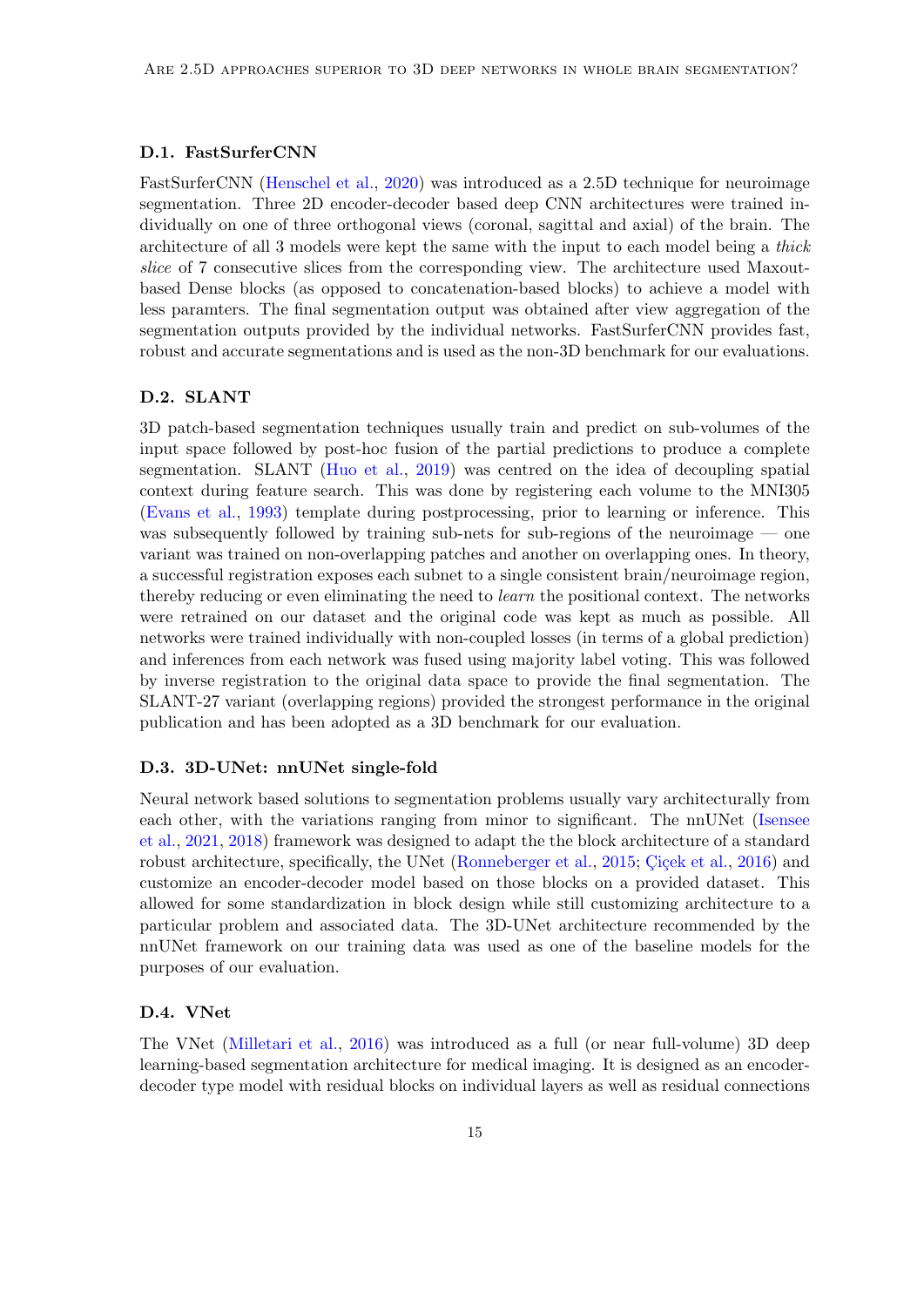### D.1. FastSurferCNN

FastSurferCNN (Henschel et al., 2020) was introduced as a 2.5D technique for neuroimage segmentation. Three 2D encoder-decoder based deep CNN architectures were trained individually on one of three orthogonal views (coronal, sagittal and axial) of the brain. The architecture of all 3 models were kept the same with the input to each model being a *thick slice* of 7 consecutive slices from the corresponding view. The architecture used Maxout-based Dense blocks (as opposed to concatenation-based blocks) to achieve a model with less paramters. The final segmentation output was obtained after view aggregation of the segmentation outputs provided by the individual networks. FastSurferCNN provides fast, robust and accurate segmentations and is used as the non-3D benchmark for our evaluations.

### D.2. SLANT

3D patch-based segmentation techniques usually train and predict on sub-volumes of the input space followed by post-hoc fusion of the partial predictions to produce a complete segmentation. SLANT (Huo et al., 2019) was centred on the idea of decoupling spatial context during feature search. This was done by registering each volume to the MNI305 (Evans et al., 1993) template during postprocessing, prior to learning or inference. This was subsequently followed by training sub-nets for sub-regions of the neuroimage — one variant was trained on non-overlapping patches and another on overlapping ones. In theory, a successful registration exposes each subnet to a single consistent brain/neuroimage region, thereby reducing or even eliminating the need to *learn* the positional context. The networks were retrained on our dataset and the original code was kept as much as possible. All networks were trained individually with non-coupled losses (in terms of a global prediction) and inferences from each network was fused using majority label voting. This was followed by inverse registration to the original data space to provide the final segmentation. The SLANT-27 variant (overlapping regions) provided the strongest performance in the original publication and has been adopted as a 3D benchmark for our evaluation.

### D.3. 3D-UNet: nnUNet single-fold

Neural network based solutions to segmentation problems usually vary architecturally from each other, with the variations ranging from minor to significant. The nnUNet (Isensee et al., 2021, 2018) framework was designed to adapt the the block architecture of a standard robust architecture, specifically, the UNet (Ronneberger et al., 2015; Çiçek et al., 2016) and customize an encoder-decoder model based on those blocks on a provided dataset. This allowed for some standardization in block design while still customizing architecture to a particular problem and associated data. The 3D-UNet architecture recommended by the nnUNet framework on our training data was used as one of the baseline models for the purposes of our evaluation.

### D.4. VNet

The VNet (Milletari et al., 2016) was introduced as a full (or near full-volume) 3D deep learning-based segmentation architecture for medical imaging. It is designed as an encoder-decoder type model with residual blocks on individual layers as well as residual connections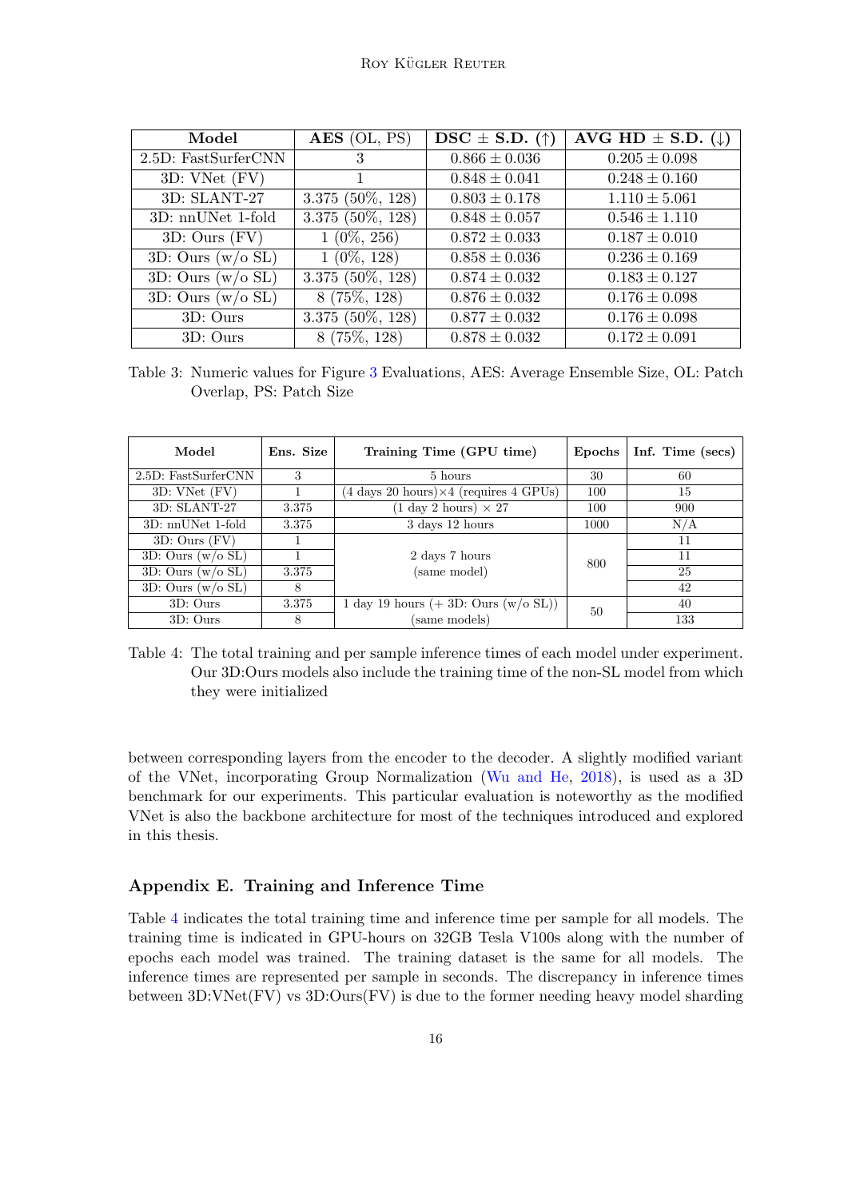| Model | AES (OL, PS) | DSC $\pm$ S.D. ($\uparrow$) | AVG HD $\pm$ S.D. ($\downarrow$) |
|---|---|---|---|
| 2.5D: FastSurferCNN | 3 | $0.866 \pm 0.036$ | $0.205 \pm 0.098$ |
| 3D: VNet (FV) | 1 | $0.848 \pm 0.041$ | $0.248 \pm 0.160$ |
| 3D: SLANT-27 | 3.375 (50%, 128) | $0.803 \pm 0.178$ | $1.110 \pm 5.061$ |
| 3D: nnUNet 1-fold | 3.375 (50%, 128) | $0.848 \pm 0.057$ | $0.546 \pm 1.110$ |
| 3D: Ours (FV) | 1 (0%, 256) | $0.872 \pm 0.033$ | $0.187 \pm 0.010$ |
| 3D: Ours (w/o SL) | 1 (0%, 128) | $0.858 \pm 0.036$ | $0.236 \pm 0.169$ |
| 3D: Ours (w/o SL) | 3.375 (50%, 128) | $0.874 \pm 0.032$ | $0.183 \pm 0.127$ |
| 3D: Ours (w/o SL) | 8 (75%, 128) | $0.876 \pm 0.032$ | $0.176 \pm 0.098$ |
| 3D: Ours | 3.375 (50%, 128) | $0.877 \pm 0.032$ | $0.176 \pm 0.098$ |
| 3D: Ours | 8 (75%, 128) | $0.878 \pm 0.032$ | $0.172 \pm 0.091$ |

Table 3: Numeric values for Figure 3 Evaluations, AES: Average Ensemble Size, OL: Patch Overlap, PS: Patch Size

| Model | Ens. Size | Training Time (GPU time) | Epochs | Inf. Time (secs) |
|---|---|---|---|---|
| 2.5D: FastSurferCNN | 3 | 5 hours | 30 | 60 |
| 3D: VNet (FV) | 1 | (4 days 20 hours)×4 (requires 4 GPUs) | 100 | 15 |
| 3D: SLANT-27 | 3.375 | (1 day 2 hours) × 27 | 100 | 900 |
| 3D: nnUNet 1-fold | 3.375 | 3 days 12 hours | 1000 | N/A |
| 3D: Ours (FV) | 1 | 2 days 7 hours (same model) | 800 | 11 |
| 3D: Ours (w/o SL) | 1 | | | 11 |
| 3D: Ours (w/o SL) | 3.375 | | | 25 |
| 3D: Ours (w/o SL) | 8 | | | 42 |
| 3D: Ours | 3.375 | 1 day 19 hours (+ 3D: Ours (w/o SL)) (same models) | 50 | 40 |
| 3D: Ours | 8 | | | 133 |

Table 4: The total training and per sample inference times of each model under experiment. Our 3D:Ours models also include the training time of the non-SL model from which they were initialized

between corresponding layers from the encoder to the decoder. A slightly modified variant of the VNet, incorporating Group Normalization (Wu and He, 2018), is used as a 3D benchmark for our experiments. This particular evaluation is noteworthy as the modified VNet is also the backbone architecture for most of the techniques introduced and explored in this thesis.

## Appendix E. Training and Inference Time

Table 4 indicates the total training time and inference time per sample for all models. The training time is indicated in GPU-hours on 32GB Tesla V100s along with the number of epochs each model was trained. The training dataset is the same for all models. The inference times are represented per sample in seconds. The discrepancy in inference times between 3D:VNet(FV) vs 3D:Ours(FV) is due to the former needing heavy model sharding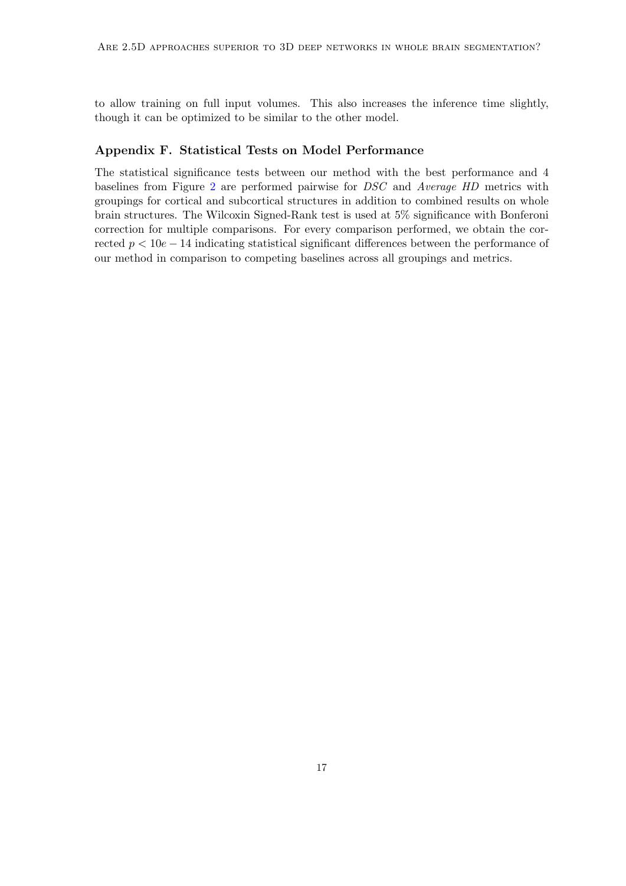to allow training on full input volumes. This also increases the inference time slightly, though it can be optimized to be similar to the other model.

## Appendix F. Statistical Tests on Model Performance

The statistical significance tests between our method with the best performance and 4 baselines from Figure 2 are performed pairwise for *DSC* and *Average HD* metrics with groupings for cortical and subcortical structures in addition to combined results on whole brain structures. The Wilcoxin Signed-Rank test is used at 5% significance with Bonferoni correction for multiple comparisons. For every comparison performed, we obtain the corrected $p < 10e - 14$ indicating statistical significant differences between the performance of our method in comparison to competing baselines across all groupings and metrics.